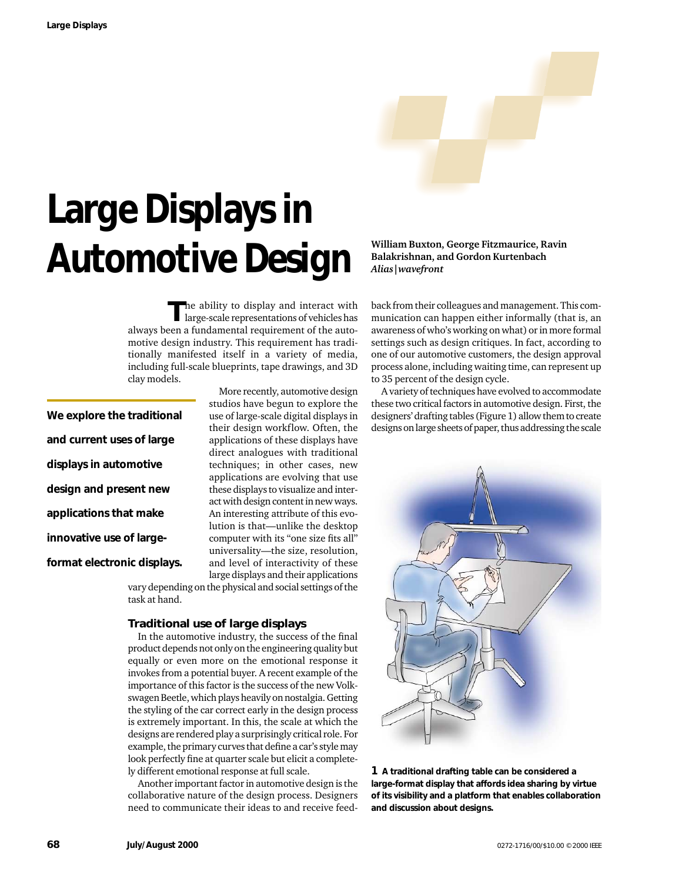# Large Displays in Automotive Design

**William Buxton, George Fitzmaurice, Ravin Balakrishnan, and Gordon Kurtenbach**
*Alias|wavefront*

**We explore the traditional and current uses of large displays in automotive design and present new applications that make innovative use of large-format electronic displays.**

The ability to display and interact with large-scale representations of vehicles has always been a fundamental requirement of the automotive design industry. This requirement has traditionally manifested itself in a variety of media, including full-scale blueprints, tape drawings, and 3D clay models.

More recently, automotive design studios have begun to explore the use of large-scale digital displays in their design workflow. Often, the applications of these displays have direct analogues with traditional techniques; in other cases, new applications are evolving that use these displays to visualize and interact with design content in new ways. An interesting attribute of this evolution is that—unlike the desktop computer with its "one size fits all" universality—the size, resolution, and level of interactivity of these large displays and their applications vary depending on the physical and social settings of the task at hand.

## Traditional use of large displays

In the automotive industry, the success of the final product depends not only on the engineering quality but equally or even more on the emotional response it invokes from a potential buyer. A recent example of the importance of this factor is the success of the new Volkswagen Beetle, which plays heavily on nostalgia. Getting the styling of the car correct early in the design process is extremely important. In this, the scale at which the designs are rendered play a surprisingly critical role. For example, the primary curves that define a car's style may look perfectly fine at quarter scale but elicit a completely different emotional response at full scale.

Another important factor in automotive design is the collaborative nature of the design process. Designers need to communicate their ideas to and receive feedback from their colleagues and management. This communication can happen either informally (that is, an awareness of who's working on what) or in more formal settings such as design critiques. In fact, according to one of our automotive customers, the design approval process alone, including waiting time, can represent up to 35 percent of the design cycle.

A variety of techniques have evolved to accommodate these two critical factors in automotive design. First, the designers' drafting tables (Figure 1) allow them to create designs on large sheets of paper, thus addressing the scale

**1 A traditional drafting table can be considered a large-format display that affords idea sharing by virtue of its visibility and a platform that enables collaboration and discussion about designs.**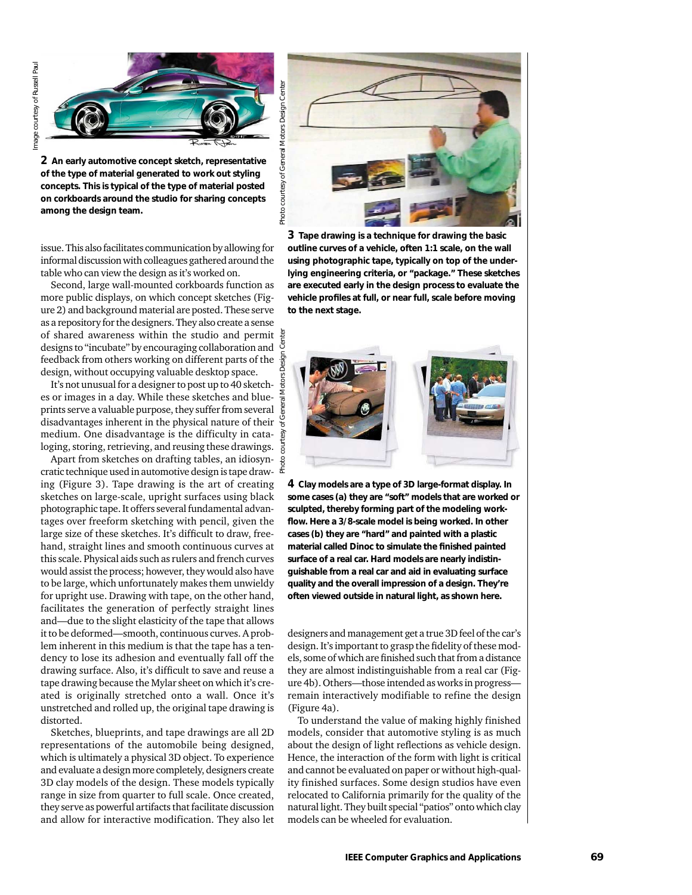Image courtesy of Russell Paul

**2 An early automotive concept sketch, representative of the type of material generated to work out styling concepts. This is typical of the type of material posted on corkboards around the studio for sharing concepts among the design team.**

issue. This also facilitates communication by allowing for informal discussion with colleagues gathered around the table who can view the design as it's worked on.

Second, large wall-mounted corkboards function as more public displays, on which concept sketches (Figure 2) and background material are posted. These serve as a repository for the designers. They also create a sense of shared awareness within the studio and permit designs to "incubate" by encouraging collaboration and feedback from others working on different parts of the design, without occupying valuable desktop space.

It's not unusual for a designer to post up to 40 sketches or images in a day. While these sketches and blueprints serve a valuable purpose, they suffer from several disadvantages inherent in the physical nature of their medium. One disadvantage is the difficulty in cataloging, storing, retrieving, and reusing these drawings.

Apart from sketches on drafting tables, an idiosyncratic technique used in automotive design is tape drawing (Figure 3). Tape drawing is the art of creating sketches on large-scale, upright surfaces using black photographic tape. It offers several fundamental advantages over freeform sketching with pencil, given the large size of these sketches. It's difficult to draw, freehand, straight lines and smooth continuous curves at this scale. Physical aids such as rulers and french curves would assist the process; however, they would also have to be large, which unfortunately makes them unwieldy for upright use. Drawing with tape, on the other hand, facilitates the generation of perfectly straight lines and—due to the slight elasticity of the tape that allows it to be deformed—smooth, continuous curves. A problem inherent in this medium is that the tape has a tendency to lose its adhesion and eventually fall off the drawing surface. Also, it's difficult to save and reuse a tape drawing because the Mylar sheet on which it's created is originally stretched onto a wall. Once it's unstretched and rolled up, the original tape drawing is distorted.

Sketches, blueprints, and tape drawings are all 2D representations of the automobile being designed, which is ultimately a physical 3D object. To experience and evaluate a design more completely, designers create 3D clay models of the design. These models typically range in size from quarter to full scale. Once created, they serve as powerful artifacts that facilitate discussion and allow for interactive modification. They also let designers and management get a true 3D feel of the car's design. It's important to grasp the fidelity of these models, some of which are finished such that from a distance they are almost indistinguishable from a real car (Figure 4b). Others—those intended as works in progress—remain interactively modifiable to refine the design (Figure 4a).

Photo courtesy of General Motors Design Center

**3 Tape drawing is a technique for drawing the basic outline curves of a vehicle, often 1:1 scale, on the wall using photographic tape, typically on top of the underlying engineering criteria, or "package." These sketches are executed early in the design process to evaluate the vehicle profiles at full, or near full, scale before moving to the next stage.**

Photo courtesy of General Motors Design Center

**4 Clay models are a type of 3D large-format display. In some cases (a) they are "soft" models that are worked or sculpted, thereby forming part of the modeling workflow. Here a 3/8-scale model is being worked. In other cases (b) they are "hard" and painted with a plastic material called Dinoc to simulate the finished painted surface of a real car. Hard models are nearly indistinguishable from a real car and aid in evaluating surface quality and the overall impression of a design. They're often viewed outside in natural light, as shown here.**

To understand the value of making highly finished models, consider that automotive styling is as much about the design of light reflections as vehicle design. Hence, the interaction of the form with light is critical and cannot be evaluated on paper or without high-quality finished surfaces. Some design studios have even relocated to California primarily for the quality of the natural light. They built special "patios" onto which clay models can be wheeled for evaluation.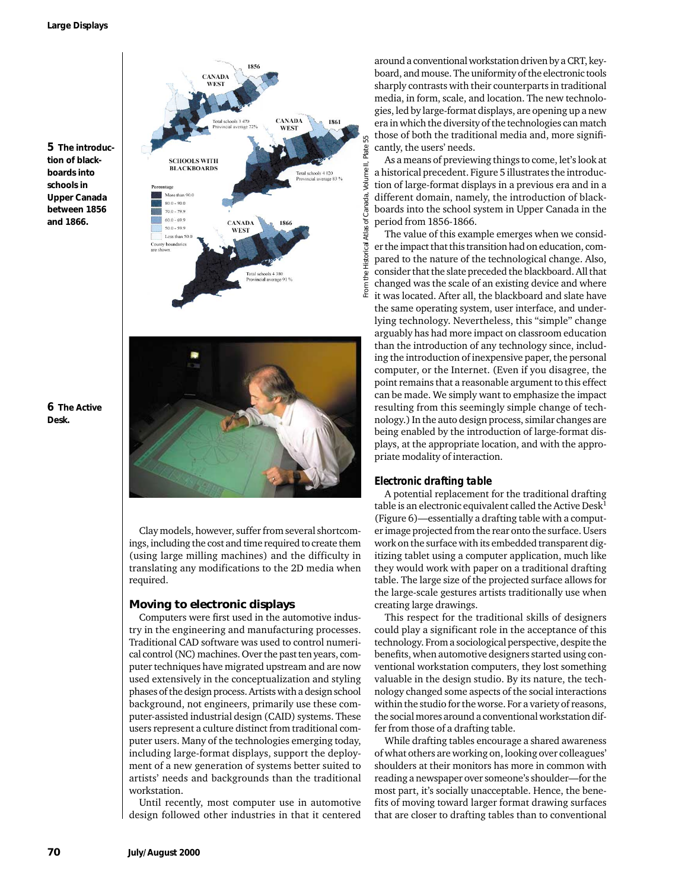5 **The introduction of blackboards into schools in Upper Canada between 1856 and 1866.**

From the Historical Atlas of Canada, Volume II, Plate 55

6 **The Active Desk.**

Clay models, however, suffer from several shortcomings, including the cost and time required to create them (using large milling machines) and the difficulty in translating any modifications to the 2D media when required.

## Moving to electronic displays

Computers were first used in the automotive industry in the engineering and manufacturing processes. Traditional CAD software was used to control numerical control (NC) machines. Over the past ten years, computer techniques have migrated upstream and are now used extensively in the conceptualization and styling phases of the design process. Artists with a design school background, not engineers, primarily use these computer-assisted industrial design (CAID) systems. These users represent a culture distinct from traditional computer users. Many of the technologies emerging today, including large-format displays, support the deployment of a new generation of systems better suited to artists' needs and backgrounds than the traditional workstation.

Until recently, most computer use in automotive design followed other industries in that it centered around a conventional workstation driven by a CRT, keyboard, and mouse. The uniformity of the electronic tools sharply contrasts with their counterparts in traditional media, in form, scale, and location. The new technologies, led by large-format displays, are opening up a new era in which the diversity of the technologies can match those of both the traditional media and, more significantly, the users' needs.

As a means of previewing things to come, let's look at a historical precedent. Figure 5 illustrates the introduction of large-format displays in a previous era and in a different domain, namely, the introduction of blackboards into the school system in Upper Canada in the period from 1856-1866.

The value of this example emerges when we consider the impact that this transition had on education, compared to the nature of the technological change. Also, consider that the slate preceded the blackboard. All that changed was the scale of an existing device and where it was located. After all, the blackboard and slate have the same operating system, user interface, and underlying technology. Nevertheless, this "simple" change arguably has had more impact on classroom education than the introduction of any technology since, including the introduction of inexpensive paper, the personal computer, or the Internet. (Even if you disagree, the point remains that a reasonable argument to this effect can be made. We simply want to emphasize the impact resulting from this seemingly simple change of technology.) In the auto design process, similar changes are being enabled by the introduction of large-format displays, at the appropriate location, and with the appropriate modality of interaction.

### Electronic drafting table

A potential replacement for the traditional drafting table is an electronic equivalent called the Active Desk[1] (Figure 6)—essentially a drafting table with a computer image projected from the rear onto the surface. Users work on the surface with its embedded transparent digitizing tablet using a computer application, much like they would work with paper on a traditional drafting table. The large size of the projected surface allows for the large-scale gestures artists traditionally use when creating large drawings.

This respect for the traditional skills of designers could play a significant role in the acceptance of this technology. From a sociological perspective, despite the benefits, when automotive designers started using conventional workstation computers, they lost something valuable in the design studio. By its nature, the technology changed some aspects of the social interactions within the studio for the worse. For a variety of reasons, the social mores around a conventional workstation differ from those of a drafting table.

While drafting tables encourage a shared awareness of what others are working on, looking over colleagues' shoulders at their monitors has more in common with reading a newspaper over someone's shoulder—for the most part, it's socially unacceptable. Hence, the benefits of moving toward larger format drawing surfaces that are closer to drafting tables than to conventional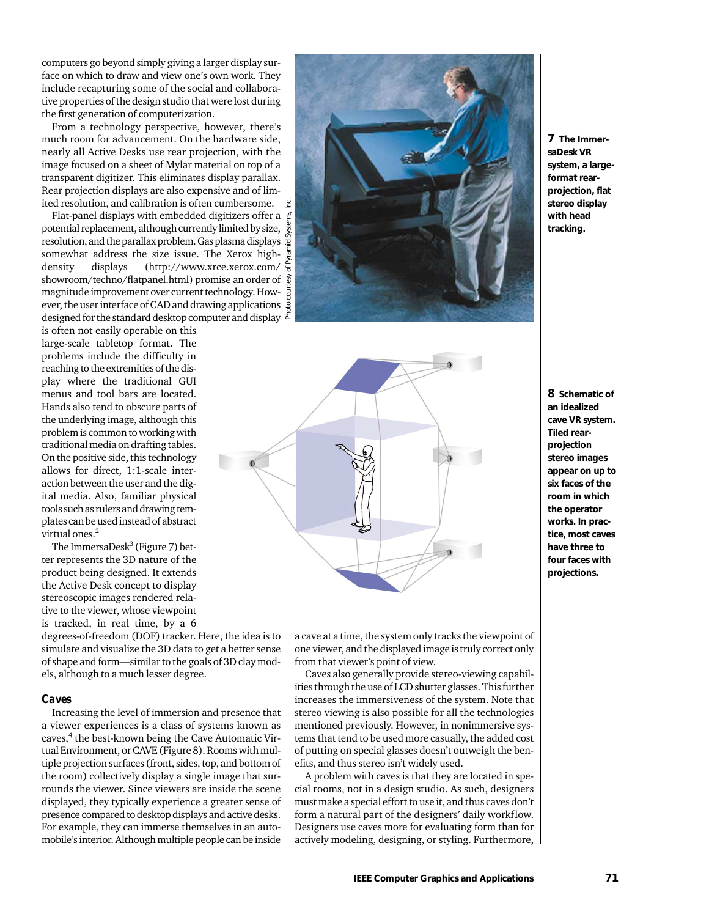computers go beyond simply giving a larger display surface on which to draw and view one's own work. They include recapturing some of the social and collaborative properties of the design studio that were lost during the first generation of computerization.

From a technology perspective, however, there's much room for advancement. On the hardware side, nearly all Active Desks use rear projection, with the image focused on a sheet of Mylar material on top of a transparent digitizer. This eliminates display parallax. Rear projection displays are also expensive and of limited resolution, and calibration is often cumbersome.

Flat-panel displays with embedded digitizers offer a potential replacement, although currently limited by size, resolution, and the parallax problem. Gas plasma displays somewhat address the size issue. The Xerox high-density displays (http://www.xrce.xerox.com/showroom/techno/flatpanel.html) promise an order of magnitude improvement over current technology. However, the user interface of CAD and drawing applications designed for the standard desktop computer and display is often not easily operable on this large-scale tabletop format. The problems include the difficulty in reaching to the extremities of the display where the traditional GUI menus and tool bars are located. Hands also tend to obscure parts of the underlying image, although this problem is common to working with traditional media on drafting tables. On the positive side, this technology allows for direct, 1:1-scale interaction between the user and the digital media. Also, familiar physical tools such as rulers and drawing templates can be used instead of abstract virtual ones.[2]

The ImmersaDesk[3] (Figure 7) better represents the 3D nature of the product being designed. It extends the Active Desk concept to display stereoscopic images rendered relative to the viewer, whose viewpoint is tracked, in real time, by a 6 degrees-of-freedom (DOF) tracker. Here, the idea is to simulate and visualize the 3D data to get a better sense of shape and form—similar to the goals of 3D clay models, although to a much lesser degree.

Photo courtesy of Pyramid Systems, Inc.

**7 The ImmersaDesk VR system, a large-format rear-projection, flat stereo display with head tracking.**

**8 Schematic of an idealized cave VR system. Tiled rear-projection stereo images appear on up to six faces of the room in which the operator works. In practice, most caves have three to four faces with projections.**

### *Caves*

Increasing the level of immersion and presence that a viewer experiences is a class of systems known as caves,[4] the best-known being the Cave Automatic Virtual Environment, or CAVE (Figure 8). Rooms with multiple projection surfaces (front, sides, top, and bottom of the room) collectively display a single image that surrounds the viewer. Since viewers are inside the scene displayed, they typically experience a greater sense of presence compared to desktop displays and active desks. For example, they can immerse themselves in an automobile's interior. Although multiple people can be inside a cave at a time, the system only tracks the viewpoint of one viewer, and the displayed image is truly correct only from that viewer's point of view.

Caves also generally provide stereo-viewing capabilities through the use of LCD shutter glasses. This further increases the immersiveness of the system. Note that stereo viewing is also possible for all the technologies mentioned previously. However, in nonimmersive systems that tend to be used more casually, the added cost of putting on special glasses doesn't outweigh the benefits, and thus stereo isn't widely used.

A problem with caves is that they are located in special rooms, not in a design studio. As such, designers must make a special effort to use it, and thus caves don't form a natural part of the designers' daily workflow. Designers use caves more for evaluating form than for actively modeling, designing, or styling. Furthermore,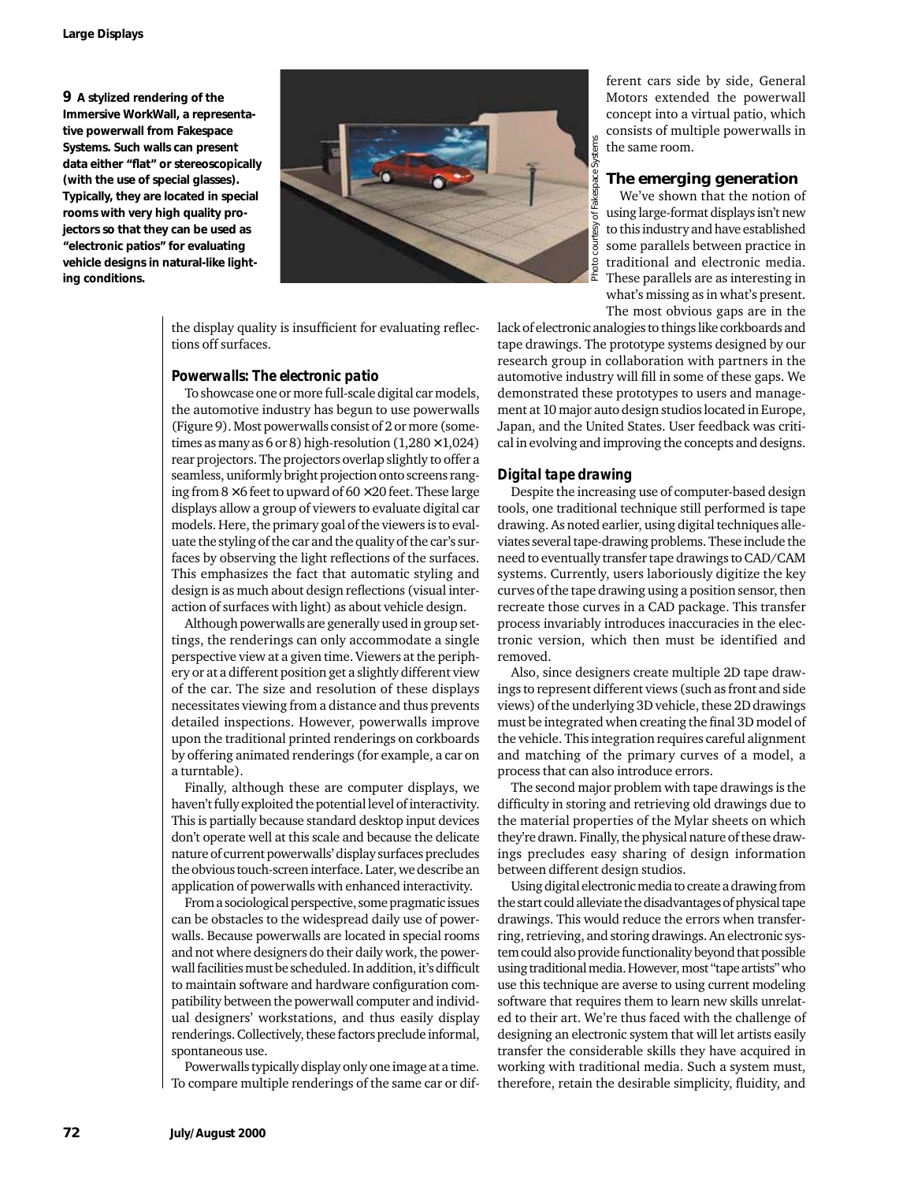**9** **A stylized rendering of the Immersive WorkWall, a representative powerwall from Fakespace Systems. Such walls can present data either "flat" or stereoscopically (with the use of special glasses). Typically, they are located in special rooms with very high quality projectors so that they can be used as "electronic patios" for evaluating vehicle designs in natural-like lighting conditions.**

Photo courtesy of Fakespace Systems

the display quality is insufficient for evaluating reflections off surfaces.

### *Powerwalls: The electronic patio*

To showcase one or more full-scale digital car models, the automotive industry has begun to use powerwalls (Figure 9). Most powerwalls consist of 2 or more (sometimes as many as 6 or 8) high-resolution (1,280 × 1,024) rear projectors. The projectors overlap slightly to offer a seamless, uniformly bright projection onto screens ranging from 8 × 6 feet to upward of 60 × 20 feet. These large displays allow a group of viewers to evaluate digital car models. Here, the primary goal of the viewers is to evaluate the styling of the car and the quality of the car's surfaces by observing the light reflections of the surfaces. This emphasizes the fact that automatic styling and design is as much about design reflections (visual interaction of surfaces with light) as about vehicle design.

Although powerwalls are generally used in group settings, the renderings can only accommodate a single perspective view at a given time. Viewers at the periphery or at a different position get a slightly different view of the car. The size and resolution of these displays necessitates viewing from a distance and thus prevents detailed inspections. However, powerwalls improve upon the traditional printed renderings on corkboards by offering animated renderings (for example, a car on a turntable).

Finally, although these are computer displays, we haven't fully exploited the potential level of interactivity. This is partially because standard desktop input devices don't operate well at this scale and because the delicate nature of current powerwalls' display surfaces precludes the obvious touch-screen interface. Later, we describe an application of powerwalls with enhanced interactivity.

From a sociological perspective, some pragmatic issues can be obstacles to the widespread daily use of powerwalls. Because powerwalls are located in special rooms and not where designers do their daily work, the powerwall facilities must be scheduled. In addition, it's difficult to maintain software and hardware configuration compatibility between the powerwall computer and individual designers' workstations, and thus easily display renderings. Collectively, these factors preclude informal, spontaneous use.

Powerwalls typically display only one image at a time. To compare multiple renderings of the same car or different cars side by side, General Motors extended the powerwall concept into a virtual patio, which consists of multiple powerwalls in the same room.

## The emerging generation

We've shown that the notion of using large-format displays isn't new to this industry and have established some parallels between practice in traditional and electronic media. These parallels are as interesting in what's missing as in what's present. The most obvious gaps are in the lack of electronic analogies to things like corkboards and tape drawings. The prototype systems designed by our research group in collaboration with partners in the automotive industry will fill in some of these gaps. We demonstrated these prototypes to users and management at 10 major auto design studios located in Europe, Japan, and the United States. User feedback was critical in evolving and improving the concepts and designs.

### *Digital tape drawing*

Despite the increasing use of computer-based design tools, one traditional technique still performed is tape drawing. As noted earlier, using digital techniques alleviates several tape-drawing problems. These include the need to eventually transfer tape drawings to CAD/CAM systems. Currently, users laboriously digitize the key curves of the tape drawing using a position sensor, then recreate those curves in a CAD package. This transfer process invariably introduces inaccuracies in the electronic version, which then must be identified and removed.

Also, since designers create multiple 2D tape drawings to represent different views (such as front and side views) of the underlying 3D vehicle, these 2D drawings must be integrated when creating the final 3D model of the vehicle. This integration requires careful alignment and matching of the primary curves of a model, a process that can also introduce errors.

The second major problem with tape drawings is the difficulty in storing and retrieving old drawings due to the material properties of the Mylar sheets on which they're drawn. Finally, the physical nature of these drawings precludes easy sharing of design information between different design studios.

Using digital electronic media to create a drawing from the start could alleviate the disadvantages of physical tape drawings. This would reduce the errors when transferring, retrieving, and storing drawings. An electronic system could also provide functionality beyond that possible using traditional media. However, most "tape artists" who use this technique are averse to using current modeling software that requires them to learn new skills unrelated to their art. We're thus faced with the challenge of designing an electronic system that will let artists easily transfer the considerable skills they have acquired in working with traditional media. Such a system must, therefore, retain the desirable simplicity, fluidity, and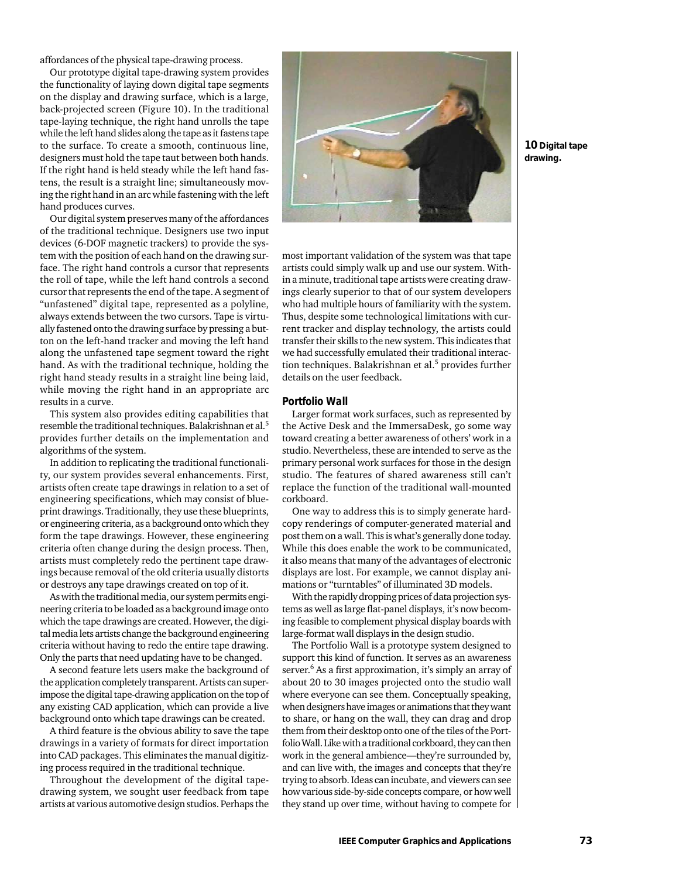affordances of the physical tape-drawing process.

Our prototype digital tape-drawing system provides the functionality of laying down digital tape segments on the display and drawing surface, which is a large, back-projected screen (Figure 10). In the traditional tape-laying technique, the right hand unrolls the tape while the left hand slides along the tape as it fastens tape to the surface. To create a smooth, continuous line, designers must hold the tape taut between both hands. If the right hand is held steady while the left hand fastens, the result is a straight line; simultaneously moving the right hand in an arc while fastening with the left hand produces curves.

Our digital system preserves many of the affordances of the traditional technique. Designers use two input devices (6-DOF magnetic trackers) to provide the system with the position of each hand on the drawing surface. The right hand controls a cursor that represents the roll of tape, while the left hand controls a second cursor that represents the end of the tape. A segment of "unfastened" digital tape, represented as a polyline, always extends between the two cursors. Tape is virtually fastened onto the drawing surface by pressing a button on the left-hand tracker and moving the left hand along the unfastened tape segment toward the right hand. As with the traditional technique, holding the right hand steady results in a straight line being laid, while moving the right hand in an appropriate arc results in a curve.

This system also provides editing capabilities that resemble the traditional techniques. Balakrishnan et al.[5] provides further details on the implementation and algorithms of the system.

In addition to replicating the traditional functionality, our system provides several enhancements. First, artists often create tape drawings in relation to a set of engineering specifications, which may consist of blueprint drawings. Traditionally, they use these blueprints, or engineering criteria, as a background onto which they form the tape drawings. However, these engineering criteria often change during the design process. Then, artists must completely redo the pertinent tape drawings because removal of the old criteria usually distorts or destroys any tape drawings created on top of it.

As with the traditional media, our system permits engineering criteria to be loaded as a background image onto which the tape drawings are created. However, the digital media lets artists change the background engineering criteria without having to redo the entire tape drawing. Only the parts that need updating have to be changed.

A second feature lets users make the background of the application completely transparent. Artists can superimpose the digital tape-drawing application on the top of any existing CAD application, which can provide a live background onto which tape drawings can be created.

A third feature is the obvious ability to save the tape drawings in a variety of formats for direct importation into CAD packages. This eliminates the manual digitizing process required in the traditional technique.

Throughout the development of the digital tape-drawing system, we sought user feedback from tape artists at various automotive design studios. Perhaps the most important validation of the system was that tape artists could simply walk up and use our system. Within a minute, traditional tape artists were creating drawings clearly superior to that of our system developers who had multiple hours of familiarity with the system. Thus, despite some technological limitations with current tracker and display technology, the artists could transfer their skills to the new system. This indicates that we had successfully emulated their traditional interaction techniques. Balakrishnan et al.[5] provides further details on the user feedback.

**10 Digital tape drawing.**

### Portfolio Wall

Larger format work surfaces, such as represented by the Active Desk and the ImmersaDesk, go some way toward creating a better awareness of others' work in a studio. Nevertheless, these are intended to serve as the primary personal work surfaces for those in the design studio. The features of shared awareness still can't replace the function of the traditional wall-mounted corkboard.

One way to address this is to simply generate hardcopy renderings of computer-generated material and post them on a wall. This is what's generally done today. While this does enable the work to be communicated, it also means that many of the advantages of electronic displays are lost. For example, we cannot display animations or "turntables" of illuminated 3D models.

With the rapidly dropping prices of data projection systems as well as large flat-panel displays, it's now becoming feasible to complement physical display boards with large-format wall displays in the design studio.

The Portfolio Wall is a prototype system designed to support this kind of function. It serves as an awareness server.[6] As a first approximation, it's simply an array of about 20 to 30 images projected onto the studio wall where everyone can see them. Conceptually speaking, when designers have images or animations that they want to share, or hang on the wall, they can drag and drop them from their desktop onto one of the tiles of the Portfolio Wall. Like with a traditional corkboard, they can then work in the general ambience—they're surrounded by, and can live with, the images and concepts that they're trying to absorb. Ideas can incubate, and viewers can see how various side-by-side concepts compare, or how well they stand up over time, without having to compete for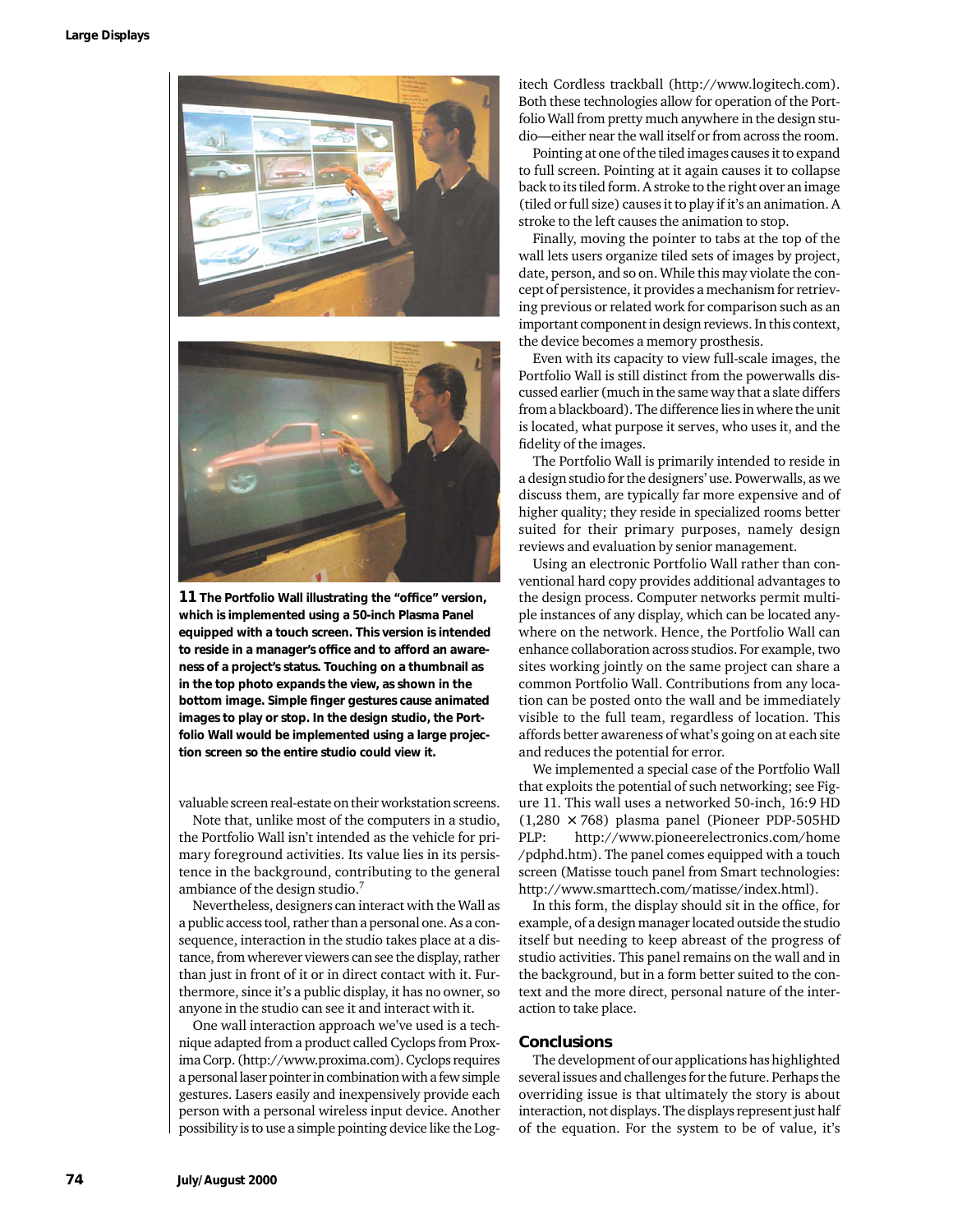**11** **The Portfolio Wall illustrating the "office" version, which is implemented using a 50-inch Plasma Panel equipped with a touch screen. This version is intended to reside in a manager's office and to afford an awareness of a project's status. Touching on a thumbnail as in the top photo expands the view, as shown in the bottom image. Simple finger gestures cause animated images to play or stop. In the design studio, the Portfolio Wall would be implemented using a large projection screen so the entire studio could view it.**

valuable screen real-estate on their workstation screens.

Note that, unlike most of the computers in a studio, the Portfolio Wall isn't intended as the vehicle for primary foreground activities. Its value lies in its persistence in the background, contributing to the general ambiance of the design studio.[7]

Nevertheless, designers can interact with the Wall as a public access tool, rather than a personal one. As a consequence, interaction in the studio takes place at a distance, from wherever viewers can see the display, rather than just in front of it or in direct contact with it. Furthermore, since it's a public display, it has no owner, so anyone in the studio can see it and interact with it.

One wall interaction approach we've used is a technique adapted from a product called Cyclops from Proxima Corp. (http://www.proxima.com). Cyclops requires a personal laser pointer in combination with a few simple gestures. Lasers easily and inexpensively provide each person with a personal wireless input device. Another possibility is to use a simple pointing device like the Logitech Cordless trackball (http://www.logitech.com). Both these technologies allow for operation of the Portfolio Wall from pretty much anywhere in the design studio—either near the wall itself or from across the room.

Pointing at one of the tiled images causes it to expand to full screen. Pointing at it again causes it to collapse back to its tiled form. A stroke to the right over an image (tiled or full size) causes it to play if it's an animation. A stroke to the left causes the animation to stop.

Finally, moving the pointer to tabs at the top of the wall lets users organize tiled sets of images by project, date, person, and so on. While this may violate the concept of persistence, it provides a mechanism for retrieving previous or related work for comparison such as an important component in design reviews. In this context, the device becomes a memory prosthesis.

Even with its capacity to view full-scale images, the Portfolio Wall is still distinct from the powerwalls discussed earlier (much in the same way that a slate differs from a blackboard). The difference lies in where the unit is located, what purpose it serves, who uses it, and the fidelity of the images.

The Portfolio Wall is primarily intended to reside in a design studio for the designers' use. Powerwalls, as we discuss them, are typically far more expensive and of higher quality; they reside in specialized rooms better suited for their primary purposes, namely design reviews and evaluation by senior management.

Using an electronic Portfolio Wall rather than conventional hard copy provides additional advantages to the design process. Computer networks permit multiple instances of any display, which can be located anywhere on the network. Hence, the Portfolio Wall can enhance collaboration across studios. For example, two sites working jointly on the same project can share a common Portfolio Wall. Contributions from any location can be posted onto the wall and be immediately visible to the full team, regardless of location. This affords better awareness of what's going on at each site and reduces the potential for error.

We implemented a special case of the Portfolio Wall that exploits the potential of such networking; see Figure 11. This wall uses a networked 50-inch, 16:9 HD (1,280 × 768) plasma panel (Pioneer PDP-505HD PLP: http://www.pioneerelectronics.com/home/pdphd.htm). The panel comes equipped with a touch screen (Matisse touch panel from Smart technologies: http://www.smarttech.com/matisse/index.html).

In this form, the display should sit in the office, for example, of a design manager located outside the studio itself but needing to keep abreast of the progress of studio activities. This panel remains on the wall and in the background, but in a form better suited to the context and the more direct, personal nature of the interaction to take place.

## Conclusions

The development of our applications has highlighted several issues and challenges for the future. Perhaps the overriding issue is that ultimately the story is about interaction, not displays. The displays represent just half of the equation. For the system to be of value, it's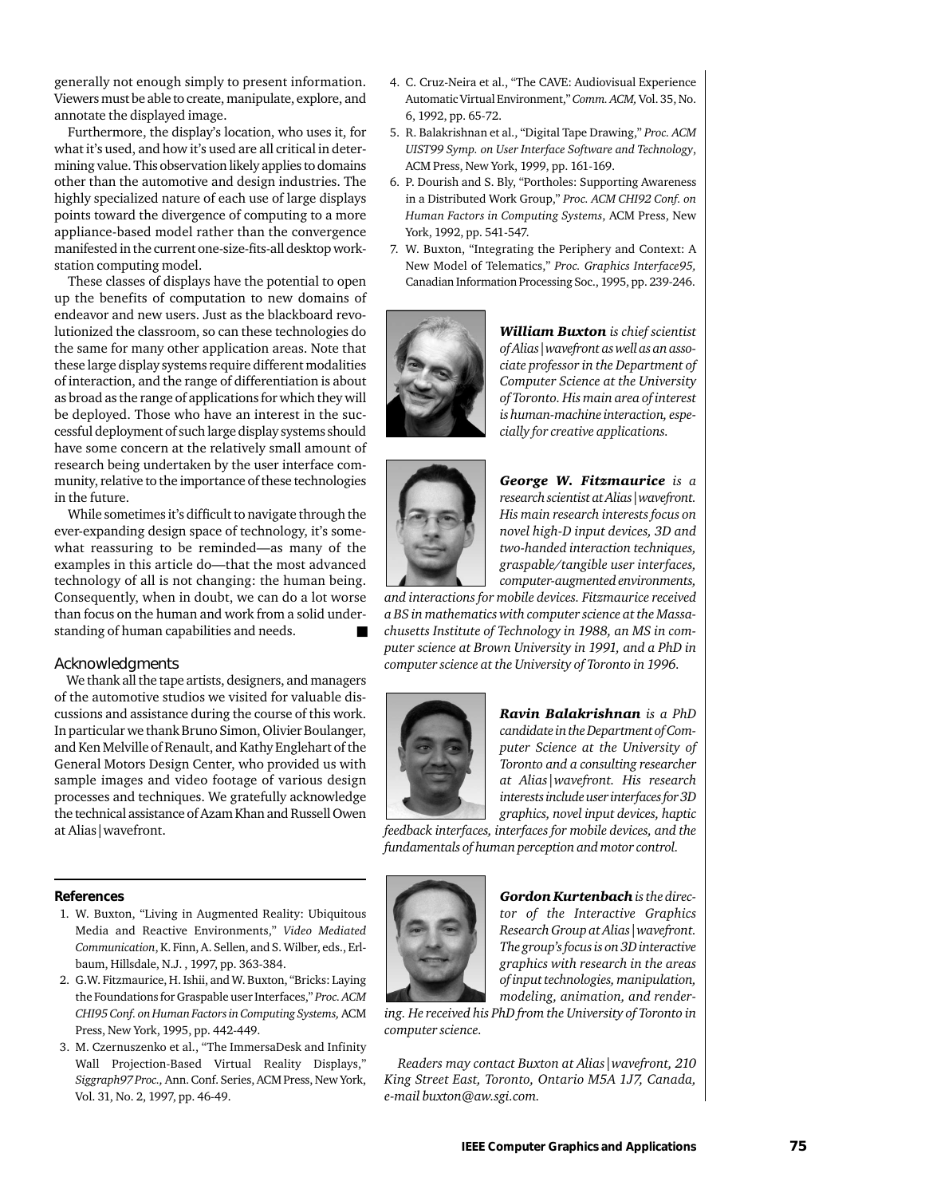generally not enough simply to present information. Viewers must be able to create, manipulate, explore, and annotate the displayed image.

Furthermore, the display's location, who uses it, for what it's used, and how it's used are all critical in determining value. This observation likely applies to domains other than the automotive and design industries. The highly specialized nature of each use of large displays points toward the divergence of computing to a more appliance-based model rather than the convergence manifested in the current one-size-fits-all desktop workstation computing model.

These classes of displays have the potential to open up the benefits of computation to new domains of endeavor and new users. Just as the blackboard revolutionized the classroom, so can these technologies do the same for many other application areas. Note that these large display systems require different modalities of interaction, and the range of differentiation is about as broad as the range of applications for which they will be deployed. Those who have an interest in the successful deployment of such large display systems should have some concern at the relatively small amount of research being undertaken by the user interface community, relative to the importance of these technologies in the future.

While sometimes it's difficult to navigate through the ever-expanding design space of technology, it's somewhat reassuring to be reminded—as many of the examples in this article do—that the most advanced technology of all is not changing: the human being. Consequently, when in doubt, we can do a lot worse than focus on the human and work from a solid understanding of human capabilities and needs. ■

## Acknowledgments

We thank all the tape artists, designers, and managers of the automotive studios we visited for valuable discussions and assistance during the course of this work. In particular we thank Bruno Simon, Olivier Boulanger, and Ken Melville of Renault, and Kathy Englehart of the General Motors Design Center, who provided us with sample images and video footage of various design processes and techniques. We gratefully acknowledge the technical assistance of Azam Khan and Russell Owen at Alias|wavefront.

## References

1. W. Buxton, "Living in Augmented Reality: Ubiquitous Media and Reactive Environments," *Video Mediated Communication*, K. Finn, A. Sellen, and S. Wilber, eds., Erlbaum, Hillsdale, N.J. , 1997, pp. 363-384.
2. G.W. Fitzmaurice, H. Ishii, and W. Buxton, "Bricks: Laying the Foundations for Graspable user Interfaces," *Proc. ACM CHI95 Conf. on Human Factors in Computing Systems,* ACM Press, New York, 1995, pp. 442-449.
3. M. Czernuszenko et al., "The ImmersaDesk and Infinity Wall Projection-Based Virtual Reality Displays," *Siggraph97 Proc.,* Ann. Conf. Series, ACM Press, New York, Vol. 31, No. 2, 1997, pp. 46-49.
4. C. Cruz-Neira et al., "The CAVE: Audiovisual Experience Automatic Virtual Environment," *Comm. ACM,* Vol. 35, No. 6, 1992, pp. 65-72.
5. R. Balakrishnan et al., "Digital Tape Drawing," *Proc. ACM UIST99 Symp. on User Interface Software and Technology*, ACM Press, New York, 1999, pp. 161-169.
6. P. Dourish and S. Bly, "Portholes: Supporting Awareness in a Distributed Work Group," *Proc. ACM CHI92 Conf. on Human Factors in Computing Systems*, ACM Press, New York, 1992, pp. 541-547.
7. W. Buxton, "Integrating the Periphery and Context: A New Model of Telematics," *Proc. Graphics Interface95,* Canadian Information Processing Soc., 1995, pp. 239-246.

***William Buxton*** *is chief scientist of Alias|wavefront as well as an associate professor in the Department of Computer Science at the University of Toronto. His main area of interest is human-machine interaction, especially for creative applications.*

***George W. Fitzmaurice*** *is a research scientist at Alias|wavefront. His main research interests focus on novel high-D input devices, 3D and two-handed interaction techniques, graspable/tangible user interfaces, computer-augmented environments, and interactions for mobile devices. Fitzmaurice received a BS in mathematics with computer science at the Massachusetts Institute of Technology in 1988, an MS in computer science at Brown University in 1991, and a PhD in computer science at the University of Toronto in 1996.*

***Ravin Balakrishnan*** *is a PhD candidate in the Department of Computer Science at the University of Toronto and a consulting researcher at Alias|wavefront. His research interests include user interfaces for 3D graphics, novel input devices, haptic feedback interfaces, interfaces for mobile devices, and the fundamentals of human perception and motor control.*

***Gordon Kurtenbach*** *is the director of the Interactive Graphics Research Group at Alias|wavefront. The group's focus is on 3D interactive graphics with research in the areas of input technologies, manipulation, modeling, animation, and rendering. He received his PhD from the University of Toronto in computer science.*

*Readers may contact Buxton at Alias|wavefront, 210 King Street East, Toronto, Ontario M5A 1J7, Canada, e-mail buxton@aw.sgi.com.*